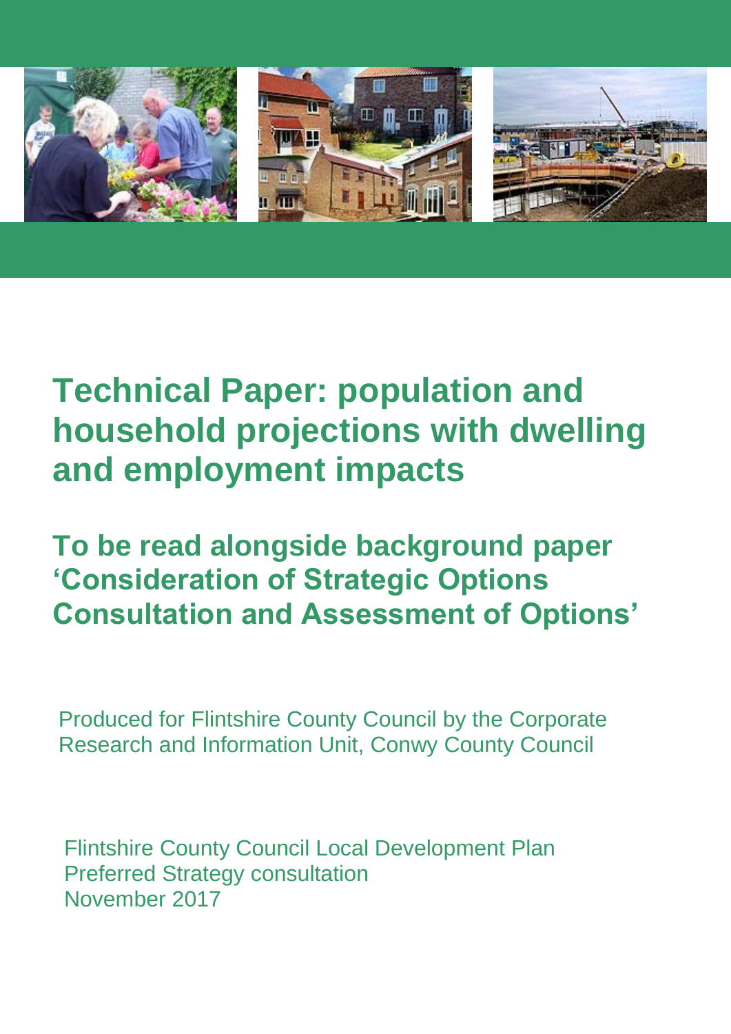# Technical Paper: population and household projections with dwelling and employment impacts

## To be read alongside background paper 'Consideration of Strategic Options Consultation and Assessment of Options'

Produced for Flintshire County Council by the Corporate Research and Information Unit, Conwy County Council

Flintshire County Council Local Development Plan
Preferred Strategy consultation
November 2017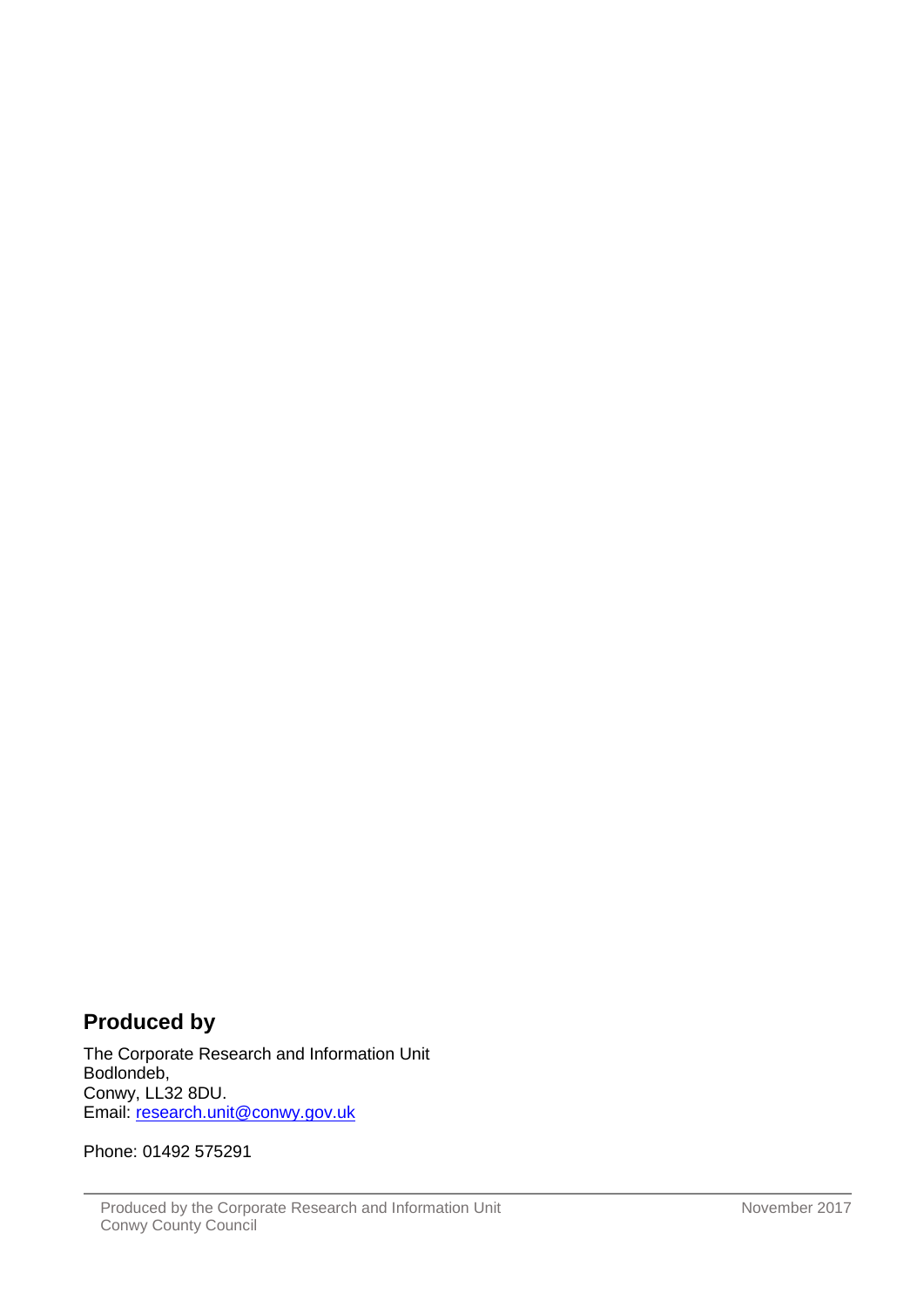## Produced by

The Corporate Research and Information Unit
Bodlondeb,
Conwy, LL32 8DU.
Email: [research.unit@conwy.gov.uk](mailto:research.unit@conwy.gov.uk)

Phone: 01492 575291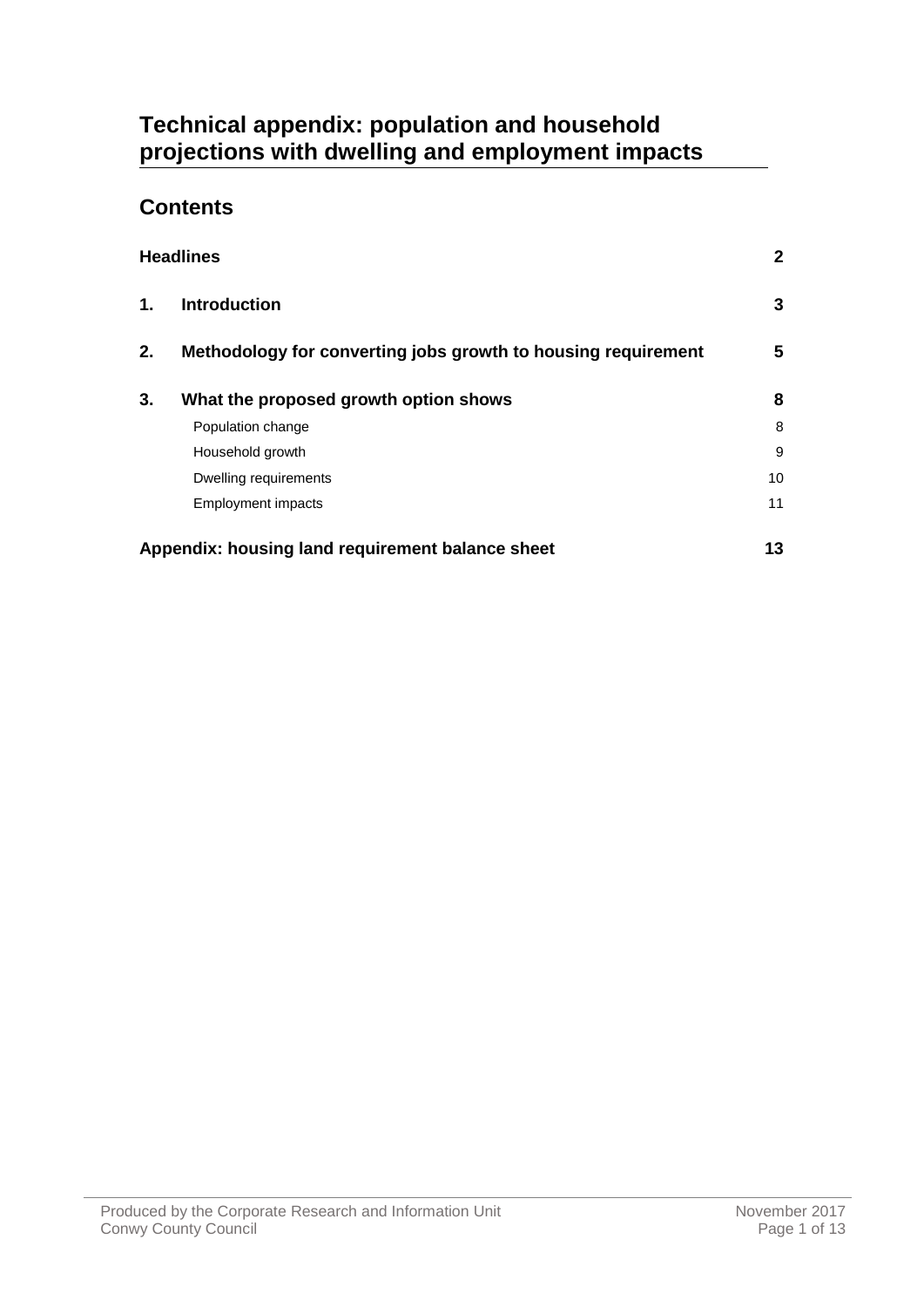# Technical appendix: population and household projections with dwelling and employment impacts

## Contents

| | | |
|---|---|---|
| **Headlines** | | **2** |
| **1.** | **Introduction** | **3** |
| **2.** | **Methodology for converting jobs growth to housing requirement** | **5** |
| **3.** | **What the proposed growth option shows** | **8** |
| | Population change | 8 |
| | Household growth | 9 |
| | Dwelling requirements | 10 |
| | Employment impacts | 11 |
| **Appendix: housing land requirement balance sheet** | | **13** |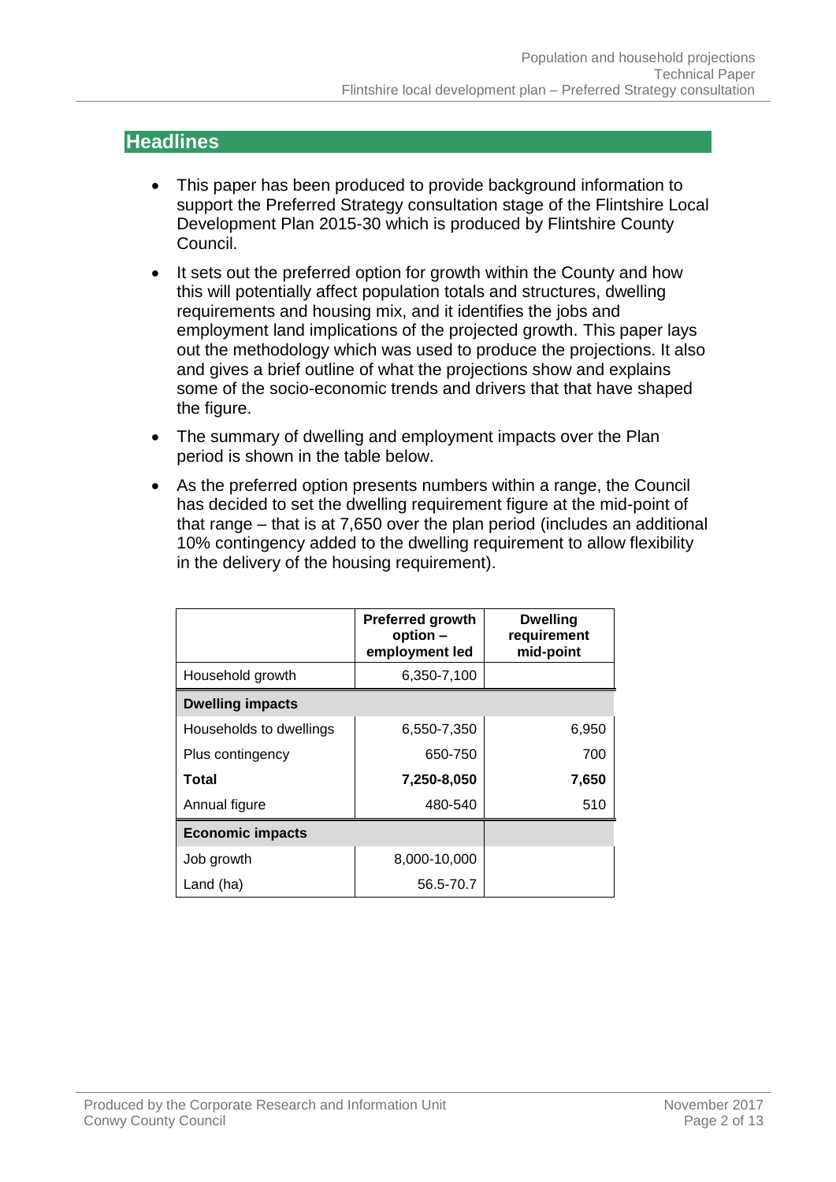## Headlines

- This paper has been produced to provide background information to support the Preferred Strategy consultation stage of the Flintshire Local Development Plan 2015-30 which is produced by Flintshire County Council.
- It sets out the preferred option for growth within the County and how this will potentially affect population totals and structures, dwelling requirements and housing mix, and it identifies the jobs and employment land implications of the projected growth. This paper lays out the methodology which was used to produce the projections. It also and gives a brief outline of what the projections show and explains some of the socio-economic trends and drivers that that have shaped the figure.
- The summary of dwelling and employment impacts over the Plan period is shown in the table below.
- As the preferred option presents numbers within a range, the Council has decided to set the dwelling requirement figure at the mid-point of that range – that is at 7,650 over the plan period (includes an additional 10% contingency added to the dwelling requirement to allow flexibility in the delivery of the housing requirement).

| | **Preferred growth option – employment led** | **Dwelling requirement mid-point** |
|---|---|---|
| Household growth | 6,350-7,100 | |
| **Dwelling impacts** | | |
| Households to dwellings | 6,550-7,350 | 6,950 |
| Plus contingency | 650-750 | 700 |
| **Total** | **7,250-8,050** | **7,650** |
| Annual figure | 480-540 | 510 |
| **Economic impacts** | | |
| Job growth | 8,000-10,000 | |
| Land (ha) | 56.5-70.7 | |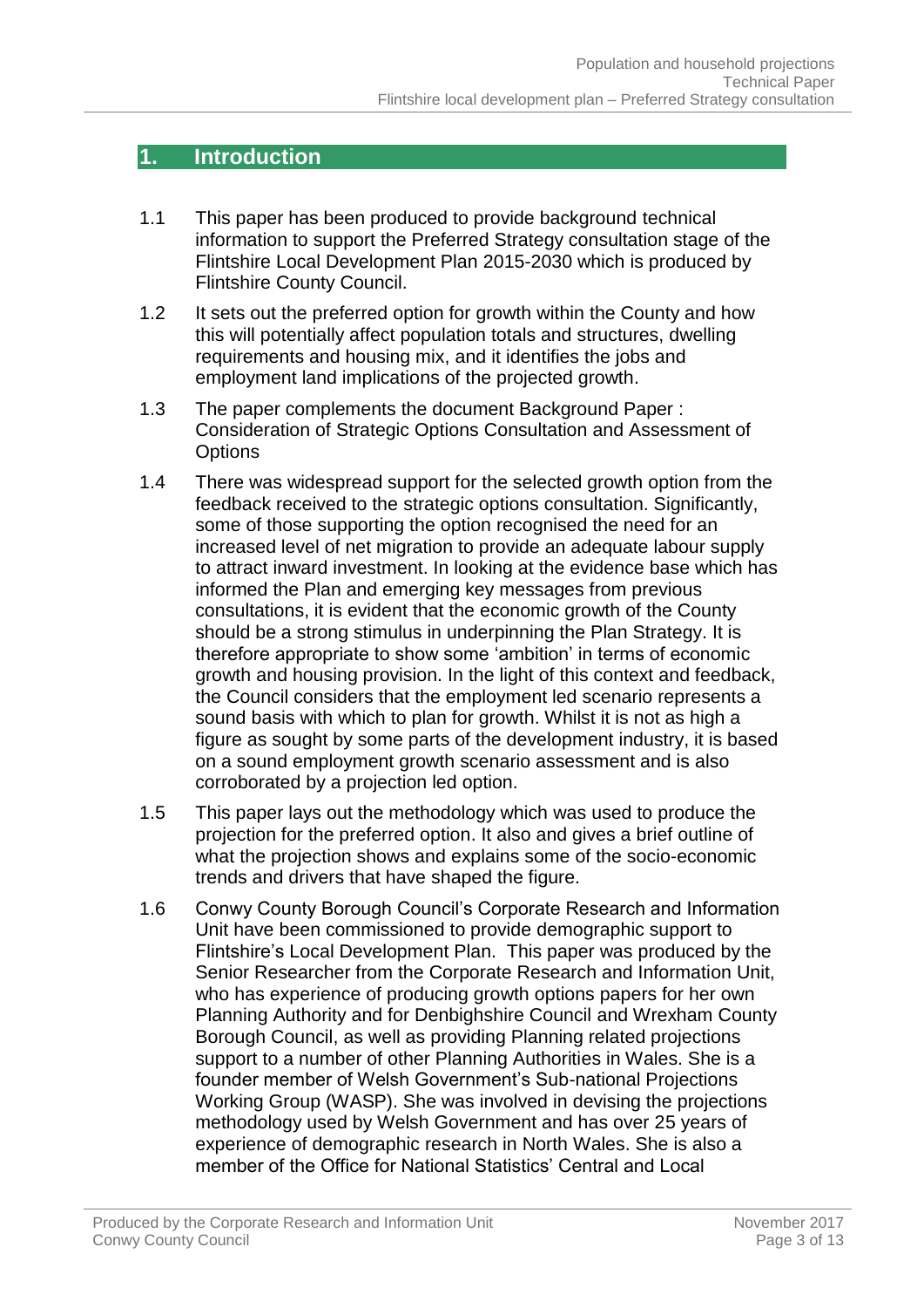## 1. Introduction

1.1 This paper has been produced to provide background technical information to support the Preferred Strategy consultation stage of the Flintshire Local Development Plan 2015-2030 which is produced by Flintshire County Council.

1.2 It sets out the preferred option for growth within the County and how this will potentially affect population totals and structures, dwelling requirements and housing mix, and it identifies the jobs and employment land implications of the projected growth.

1.3 The paper complements the document Background Paper : Consideration of Strategic Options Consultation and Assessment of Options

1.4 There was widespread support for the selected growth option from the feedback received to the strategic options consultation. Significantly, some of those supporting the option recognised the need for an increased level of net migration to provide an adequate labour supply to attract inward investment. In looking at the evidence base which has informed the Plan and emerging key messages from previous consultations, it is evident that the economic growth of the County should be a strong stimulus in underpinning the Plan Strategy. It is therefore appropriate to show some 'ambition' in terms of economic growth and housing provision. In the light of this context and feedback, the Council considers that the employment led scenario represents a sound basis with which to plan for growth. Whilst it is not as high a figure as sought by some parts of the development industry, it is based on a sound employment growth scenario assessment and is also corroborated by a projection led option.

1.5 This paper lays out the methodology which was used to produce the projection for the preferred option. It also and gives a brief outline of what the projection shows and explains some of the socio-economic trends and drivers that have shaped the figure.

1.6 Conwy County Borough Council's Corporate Research and Information Unit have been commissioned to provide demographic support to Flintshire's Local Development Plan. This paper was produced by the Senior Researcher from the Corporate Research and Information Unit, who has experience of producing growth options papers for her own Planning Authority and for Denbighshire Council and Wrexham County Borough Council, as well as providing Planning related projections support to a number of other Planning Authorities in Wales. She is a founder member of Welsh Government's Sub-national Projections Working Group (WASP). She was involved in devising the projections methodology used by Welsh Government and has over 25 years of experience of demographic research in North Wales. She is also a member of the Office for National Statistics' Central and Local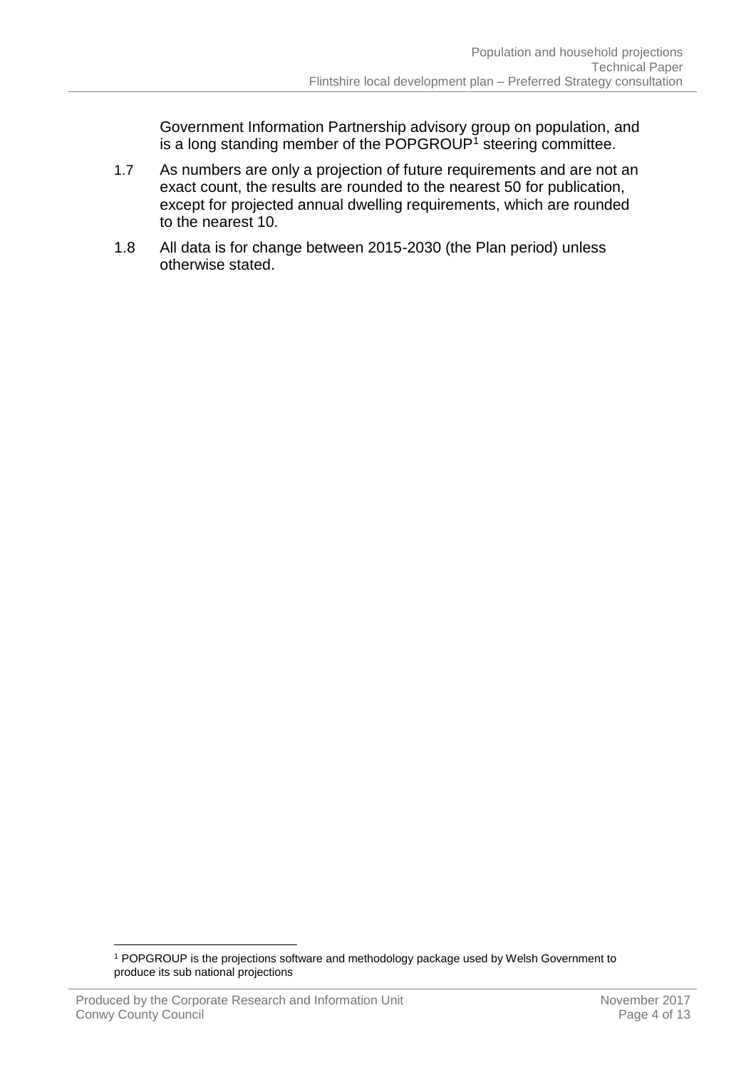Government Information Partnership advisory group on population, and is a long standing member of the POPGROUP[1] steering committee.

1.7 As numbers are only a projection of future requirements and are not an exact count, the results are rounded to the nearest 50 for publication, except for projected annual dwelling requirements, which are rounded to the nearest 10.

1.8 All data is for change between 2015-2030 (the Plan period) unless otherwise stated.

[1] POPGROUP is the projections software and methodology package used by Welsh Government to produce its sub national projections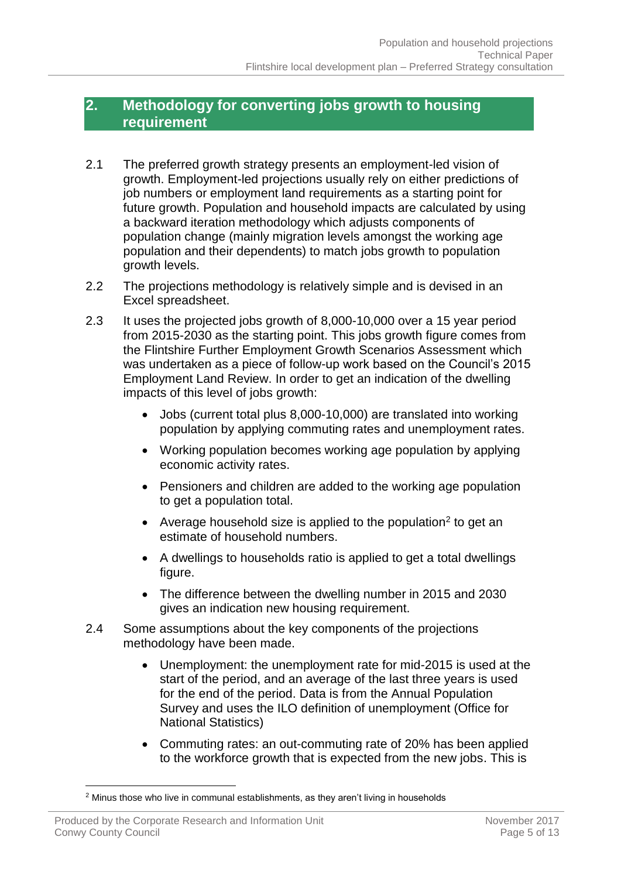## 2. Methodology for converting jobs growth to housing requirement

2.1 The preferred growth strategy presents an employment-led vision of growth. Employment-led projections usually rely on either predictions of job numbers or employment land requirements as a starting point for future growth. Population and household impacts are calculated by using a backward iteration methodology which adjusts components of population change (mainly migration levels amongst the working age population and their dependents) to match jobs growth to population growth levels.

2.2 The projections methodology is relatively simple and is devised in an Excel spreadsheet.

2.3 It uses the projected jobs growth of 8,000-10,000 over a 15 year period from 2015-2030 as the starting point. This jobs growth figure comes from the Flintshire Further Employment Growth Scenarios Assessment which was undertaken as a piece of follow-up work based on the Council's 2015 Employment Land Review. In order to get an indication of the dwelling impacts of this level of jobs growth:

- Jobs (current total plus 8,000-10,000) are translated into working population by applying commuting rates and unemployment rates.
- Working population becomes working age population by applying economic activity rates.
- Pensioners and children are added to the working age population to get a population total.
- Average household size is applied to the population[2] to get an estimate of household numbers.
- A dwellings to households ratio is applied to get a total dwellings figure.
- The difference between the dwelling number in 2015 and 2030 gives an indication new housing requirement.

2.4 Some assumptions about the key components of the projections methodology have been made.

- Unemployment: the unemployment rate for mid-2015 is used at the start of the period, and an average of the last three years is used for the end of the period. Data is from the Annual Population Survey and uses the ILO definition of unemployment (Office for National Statistics)
- Commuting rates: an out-commuting rate of 20% has been applied to the workforce growth that is expected from the new jobs. This is

[2] Minus those who live in communal establishments, as they aren't living in households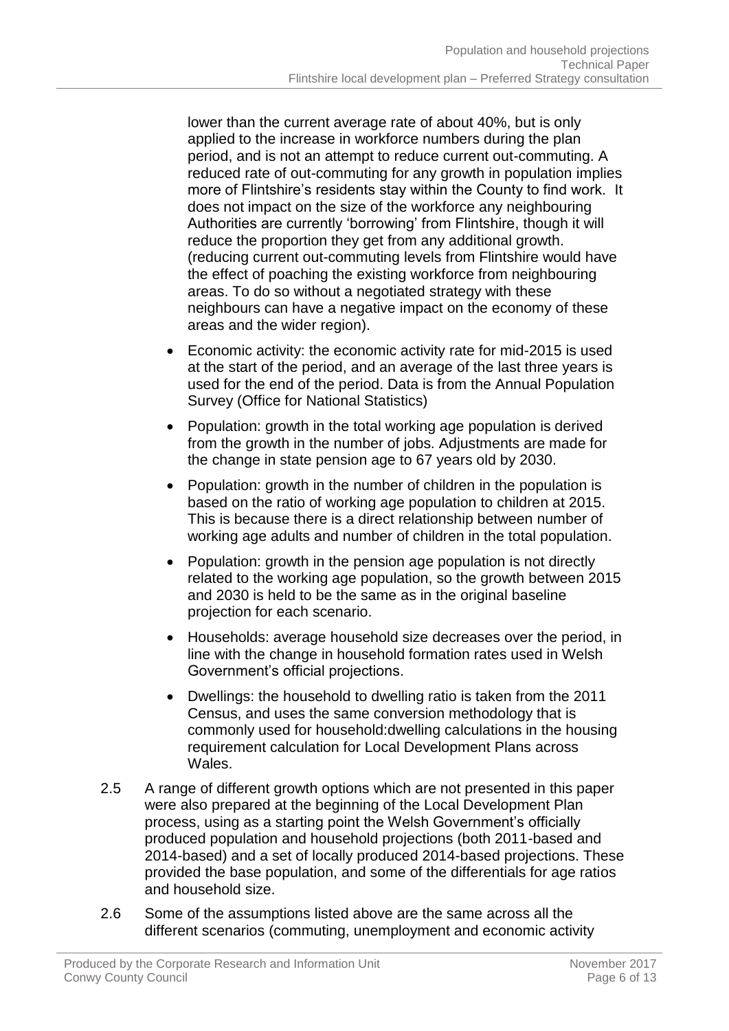lower than the current average rate of about 40%, but is only applied to the increase in workforce numbers during the plan period, and is not an attempt to reduce current out-commuting. A reduced rate of out-commuting for any growth in population implies more of Flintshire's residents stay within the County to find work. It does not impact on the size of the workforce any neighbouring Authorities are currently 'borrowing' from Flintshire, though it will reduce the proportion they get from any additional growth. (reducing current out-commuting levels from Flintshire would have the effect of poaching the existing workforce from neighbouring areas. To do so without a negotiated strategy with these neighbours can have a negative impact on the economy of these areas and the wider region).

- Economic activity: the economic activity rate for mid-2015 is used at the start of the period, and an average of the last three years is used for the end of the period. Data is from the Annual Population Survey (Office for National Statistics)
- Population: growth in the total working age population is derived from the growth in the number of jobs. Adjustments are made for the change in state pension age to 67 years old by 2030.
- Population: growth in the number of children in the population is based on the ratio of working age population to children at 2015. This is because there is a direct relationship between number of working age adults and number of children in the total population.
- Population: growth in the pension age population is not directly related to the working age population, so the growth between 2015 and 2030 is held to be the same as in the original baseline projection for each scenario.
- Households: average household size decreases over the period, in line with the change in household formation rates used in Welsh Government's official projections.
- Dwellings: the household to dwelling ratio is taken from the 2011 Census, and uses the same conversion methodology that is commonly used for household:dwelling calculations in the housing requirement calculation for Local Development Plans across Wales.

2.5 A range of different growth options which are not presented in this paper were also prepared at the beginning of the Local Development Plan process, using as a starting point the Welsh Government's officially produced population and household projections (both 2011-based and 2014-based) and a set of locally produced 2014-based projections. These provided the base population, and some of the differentials for age ratios and household size.

2.6 Some of the assumptions listed above are the same across all the different scenarios (commuting, unemployment and economic activity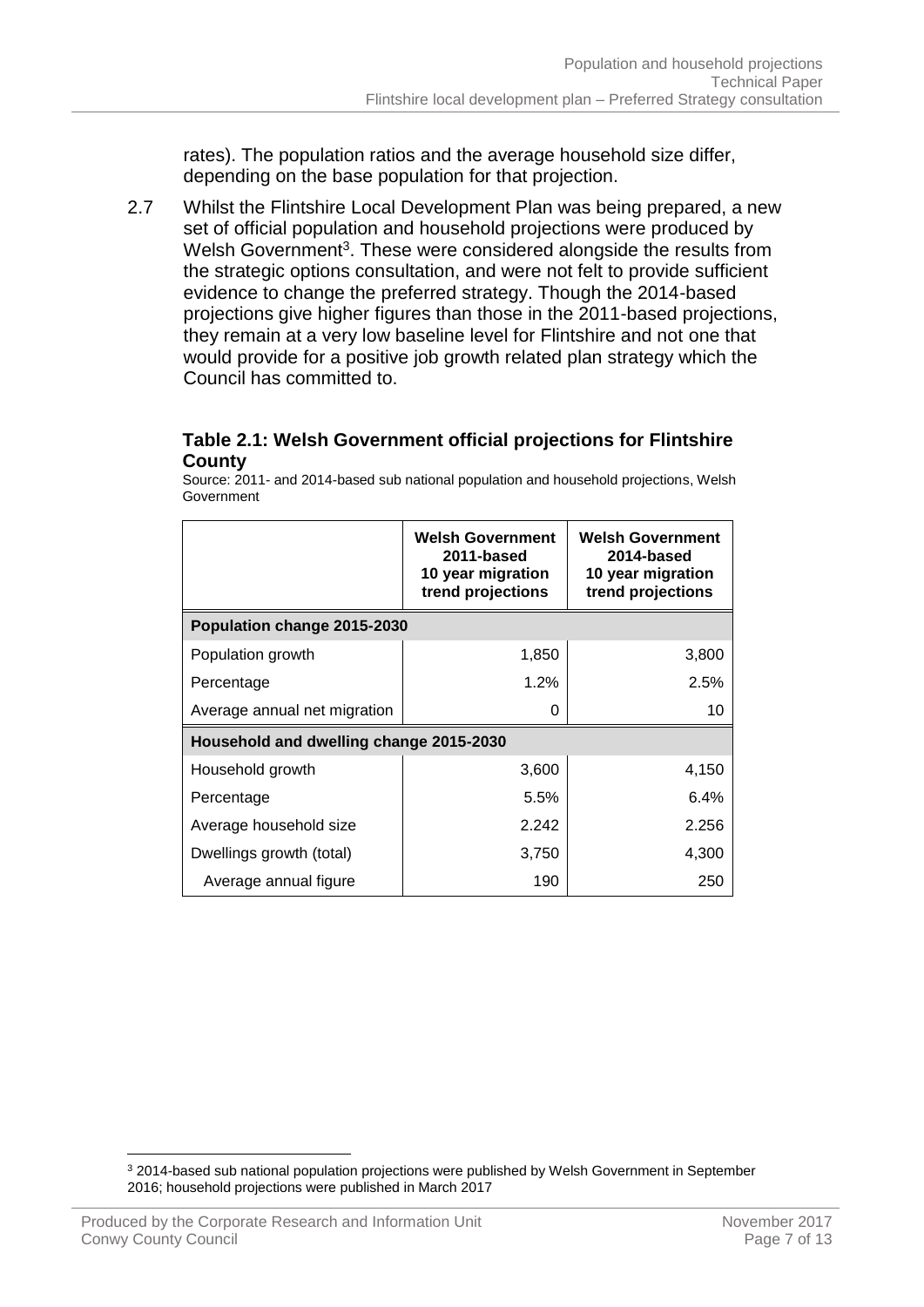rates). The population ratios and the average household size differ, depending on the base population for that projection.

2.7 Whilst the Flintshire Local Development Plan was being prepared, a new set of official population and household projections were produced by Welsh Government[3]. These were considered alongside the results from the strategic options consultation, and were not felt to provide sufficient evidence to change the preferred strategy. Though the 2014-based projections give higher figures than those in the 2011-based projections, they remain at a very low baseline level for Flintshire and not one that would provide for a positive job growth related plan strategy which the Council has committed to.

### Table 2.1: Welsh Government official projections for Flintshire County

Source: 2011- and 2014-based sub national population and household projections, Welsh Government

| | Welsh Government 2011-based 10 year migration trend projections | Welsh Government 2014-based 10 year migration trend projections |
|---|---|---|
| **Population change 2015-2030** | | |
| Population growth | 1,850 | 3,800 |
| Percentage | 1.2% | 2.5% |
| Average annual net migration | 0 | 10 |
| **Household and dwelling change 2015-2030** | | |
| Household growth | 3,600 | 4,150 |
| Percentage | 5.5% | 6.4% |
| Average household size | 2.242 | 2.256 |
| Dwellings growth (total) | 3,750 | 4,300 |
| Average annual figure | 190 | 250 |

[3] 2014-based sub national population projections were published by Welsh Government in September 2016; household projections were published in March 2017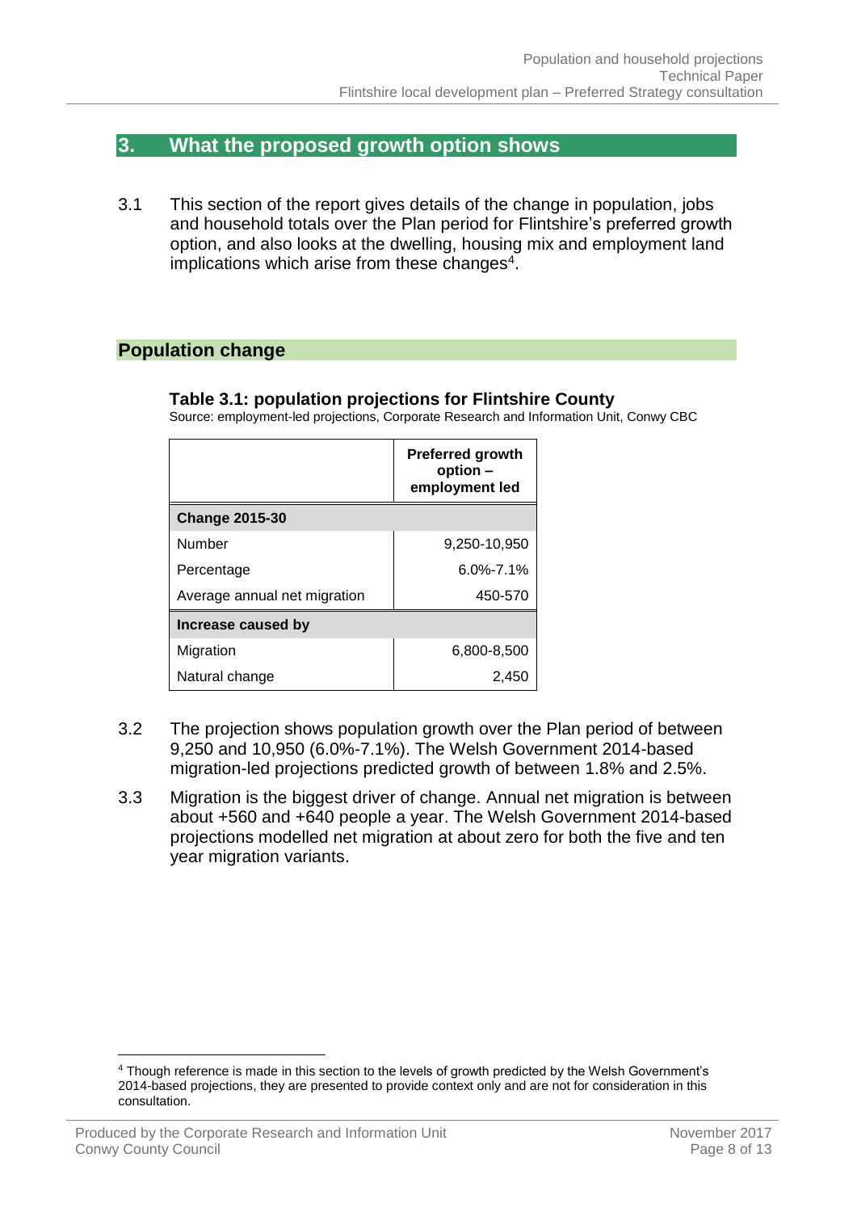## 3. What the proposed growth option shows

3.1 This section of the report gives details of the change in population, jobs and household totals over the Plan period for Flintshire's preferred growth option, and also looks at the dwelling, housing mix and employment land implications which arise from these changes[4].

### Population change

**Table 3.1: population projections for Flintshire County**

Source: employment-led projections, Corporate Research and Information Unit, Conwy CBC

| | Preferred growth option – employment led |
|---|---|
| **Change 2015-30** | |
| Number | 9,250-10,950 |
| Percentage | 6.0%-7.1% |
| Average annual net migration | 450-570 |
| **Increase caused by** | |
| Migration | 6,800-8,500 |
| Natural change | 2,450 |

3.2 The projection shows population growth over the Plan period of between 9,250 and 10,950 (6.0%-7.1%). The Welsh Government 2014-based migration-led projections predicted growth of between 1.8% and 2.5%.

3.3 Migration is the biggest driver of change. Annual net migration is between about +560 and +640 people a year. The Welsh Government 2014-based projections modelled net migration at about zero for both the five and ten year migration variants.

[4] Though reference is made in this section to the levels of growth predicted by the Welsh Government's 2014-based projections, they are presented to provide context only and are not for consideration in this consultation.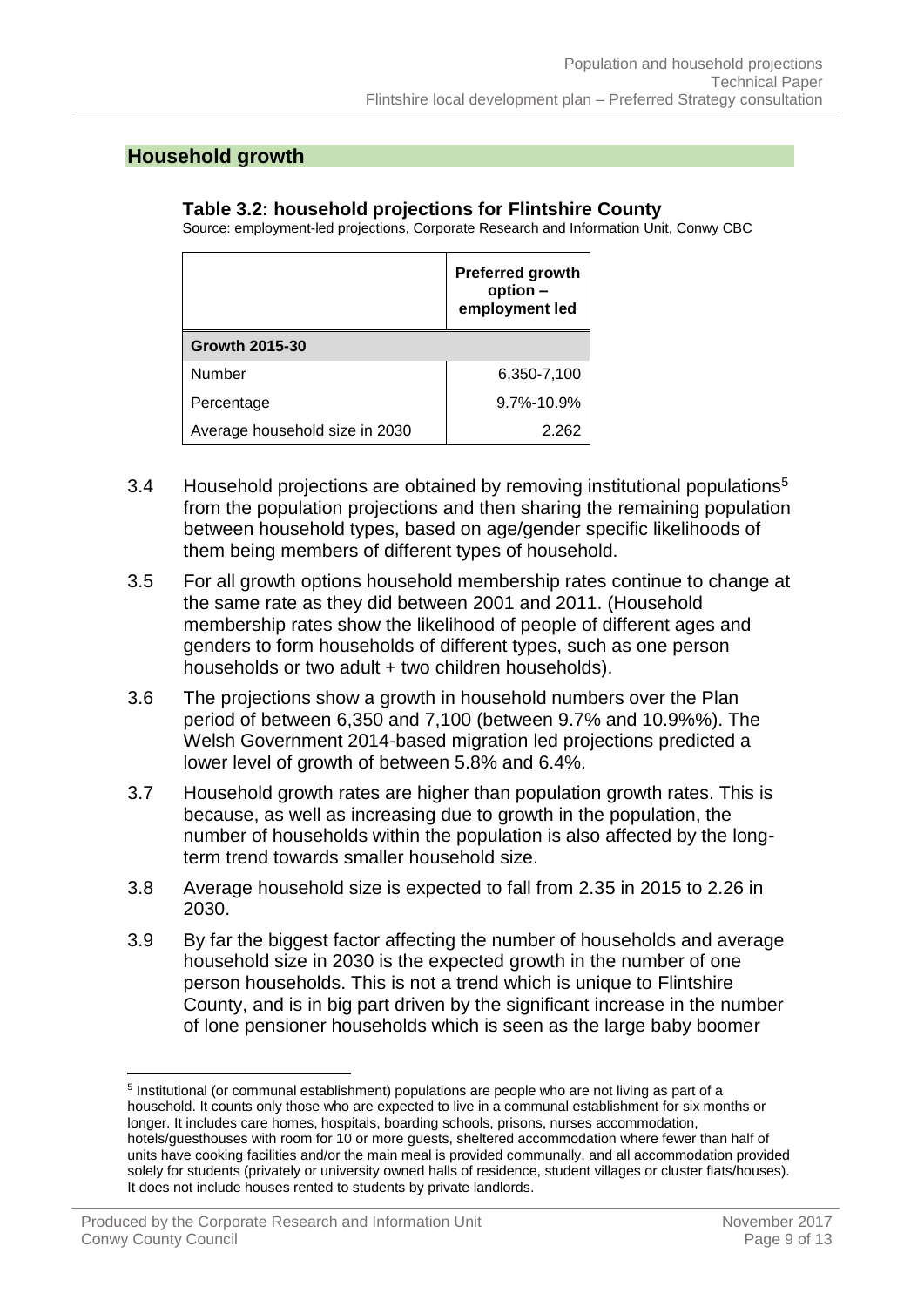## Household growth

**Table 3.2: household projections for Flintshire County**

Source: employment-led projections, Corporate Research and Information Unit, Conwy CBC

| | Preferred growth option – employment led |
|---|---|
| **Growth 2015-30** | |
| Number | 6,350-7,100 |
| Percentage | 9.7%-10.9% |
| Average household size in 2030 | 2.262 |

3.4 Household projections are obtained by removing institutional populations[5] from the population projections and then sharing the remaining population between household types, based on age/gender specific likelihoods of them being members of different types of household.

3.5 For all growth options household membership rates continue to change at the same rate as they did between 2001 and 2011. (Household membership rates show the likelihood of people of different ages and genders to form households of different types, such as one person households or two adult + two children households).

3.6 The projections show a growth in household numbers over the Plan period of between 6,350 and 7,100 (between 9.7% and 10.9%%). The Welsh Government 2014-based migration led projections predicted a lower level of growth of between 5.8% and 6.4%.

3.7 Household growth rates are higher than population growth rates. This is because, as well as increasing due to growth in the population, the number of households within the population is also affected by the long-term trend towards smaller household size.

3.8 Average household size is expected to fall from 2.35 in 2015 to 2.26 in 2030.

3.9 By far the biggest factor affecting the number of households and average household size in 2030 is the expected growth in the number of one person households. This is not a trend which is unique to Flintshire County, and is in big part driven by the significant increase in the number of lone pensioner households which is seen as the large baby boomer

[5] Institutional (or communal establishment) populations are people who are not living as part of a household. It counts only those who are expected to live in a communal establishment for six months or longer. It includes care homes, hospitals, boarding schools, prisons, nurses accommodation, hotels/guesthouses with room for 10 or more guests, sheltered accommodation where fewer than half of units have cooking facilities and/or the main meal is provided communally, and all accommodation provided solely for students (privately or university owned halls of residence, student villages or cluster flats/houses). It does not include houses rented to students by private landlords.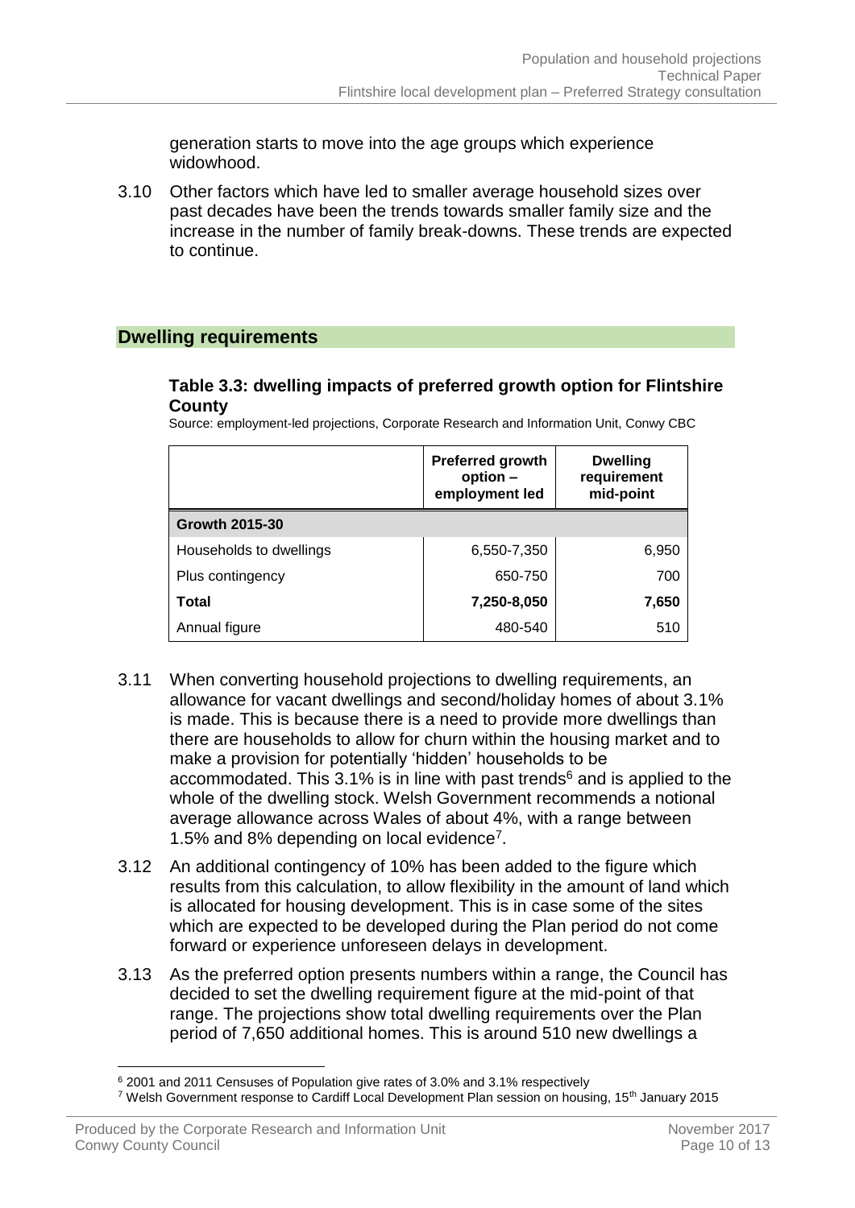generation starts to move into the age groups which experience widowhood.

3.10 Other factors which have led to smaller average household sizes over past decades have been the trends towards smaller family size and the increase in the number of family break-downs. These trends are expected to continue.

## Dwelling requirements

### Table 3.3: dwelling impacts of preferred growth option for Flintshire County

Source: employment-led projections, Corporate Research and Information Unit, Conwy CBC

| | Preferred growth option – employment led | Dwelling requirement mid-point |
|---|---|---|
| **Growth 2015-30** | | |
| Households to dwellings | 6,550-7,350 | 6,950 |
| Plus contingency | 650-750 | 700 |
| **Total** | **7,250-8,050** | **7,650** |
| Annual figure | 480-540 | 510 |

3.11 When converting household projections to dwelling requirements, an allowance for vacant dwellings and second/holiday homes of about 3.1% is made. This is because there is a need to provide more dwellings than there are households to allow for churn within the housing market and to make a provision for potentially 'hidden' households to be accommodated. This 3.1% is in line with past trends[6] and is applied to the whole of the dwelling stock. Welsh Government recommends a notional average allowance across Wales of about 4%, with a range between 1.5% and 8% depending on local evidence[7].

3.12 An additional contingency of 10% has been added to the figure which results from this calculation, to allow flexibility in the amount of land which is allocated for housing development. This is in case some of the sites which are expected to be developed during the Plan period do not come forward or experience unforeseen delays in development.

3.13 As the preferred option presents numbers within a range, the Council has decided to set the dwelling requirement figure at the mid-point of that range. The projections show total dwelling requirements over the Plan period of 7,650 additional homes. This is around 510 new dwellings a

[6] 2001 and 2011 Censuses of Population give rates of 3.0% and 3.1% respectively

[7] Welsh Government response to Cardiff Local Development Plan session on housing, 15th January 2015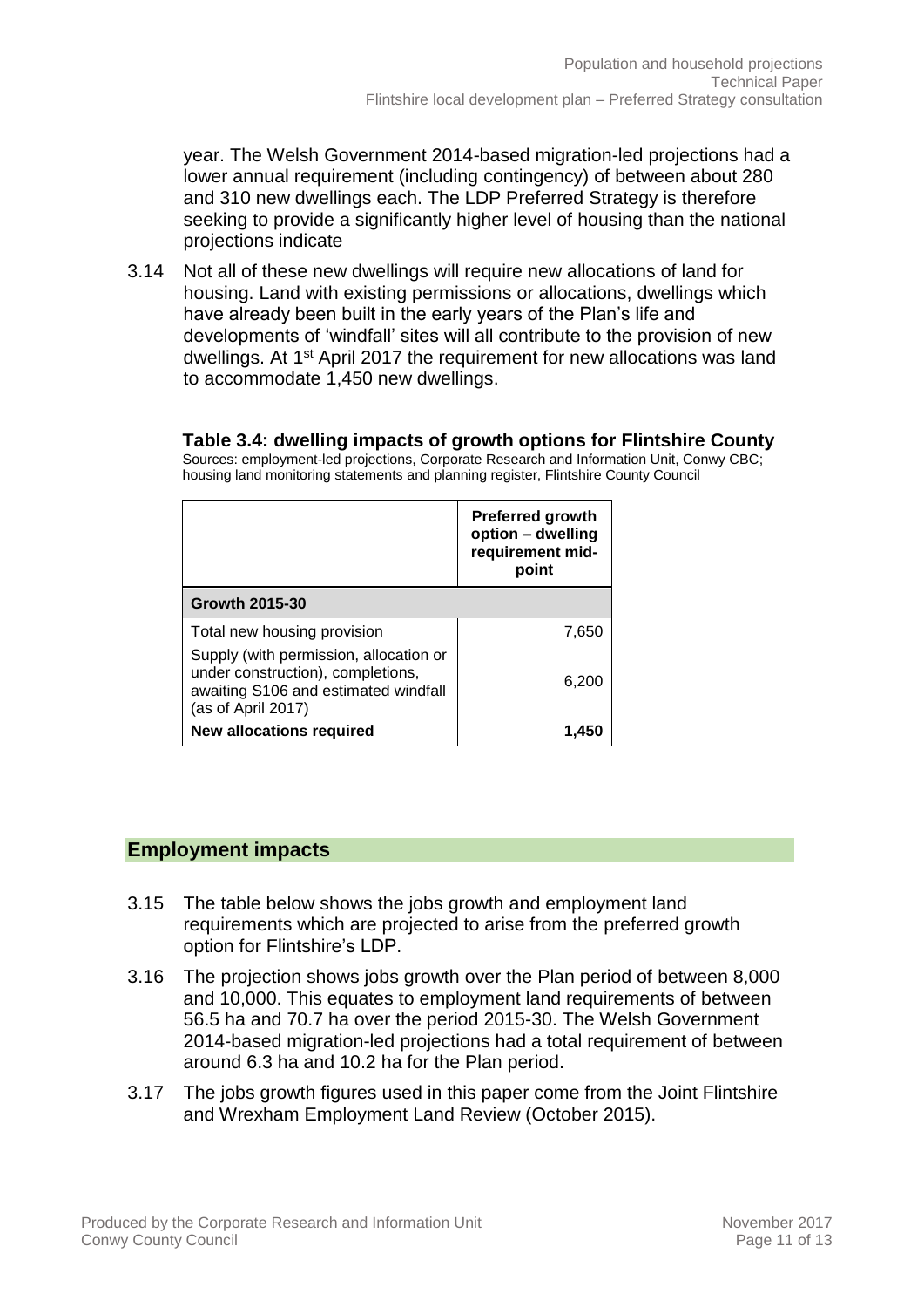year. The Welsh Government 2014-based migration-led projections had a lower annual requirement (including contingency) of between about 280 and 310 new dwellings each. The LDP Preferred Strategy is therefore seeking to provide a significantly higher level of housing than the national projections indicate

3.14 Not all of these new dwellings will require new allocations of land for housing. Land with existing permissions or allocations, dwellings which have already been built in the early years of the Plan's life and developments of 'windfall' sites will all contribute to the provision of new dwellings. At 1st April 2017 the requirement for new allocations was land to accommodate 1,450 new dwellings.

**Table 3.4: dwelling impacts of growth options for Flintshire County**

Sources: employment-led projections, Corporate Research and Information Unit, Conwy CBC; housing land monitoring statements and planning register, Flintshire County Council

| | Preferred growth option – dwelling requirement mid-point |
|---|---|
| **Growth 2015-30** | |
| Total new housing provision | 7,650 |
| Supply (with permission, allocation or under construction), completions, awaiting S106 and estimated windfall (as of April 2017) | 6,200 |
| **New allocations required** | **1,450** |

## Employment impacts

3.15 The table below shows the jobs growth and employment land requirements which are projected to arise from the preferred growth option for Flintshire's LDP.

3.16 The projection shows jobs growth over the Plan period of between 8,000 and 10,000. This equates to employment land requirements of between 56.5 ha and 70.7 ha over the period 2015-30. The Welsh Government 2014-based migration-led projections had a total requirement of between around 6.3 ha and 10.2 ha for the Plan period.

3.17 The jobs growth figures used in this paper come from the Joint Flintshire and Wrexham Employment Land Review (October 2015).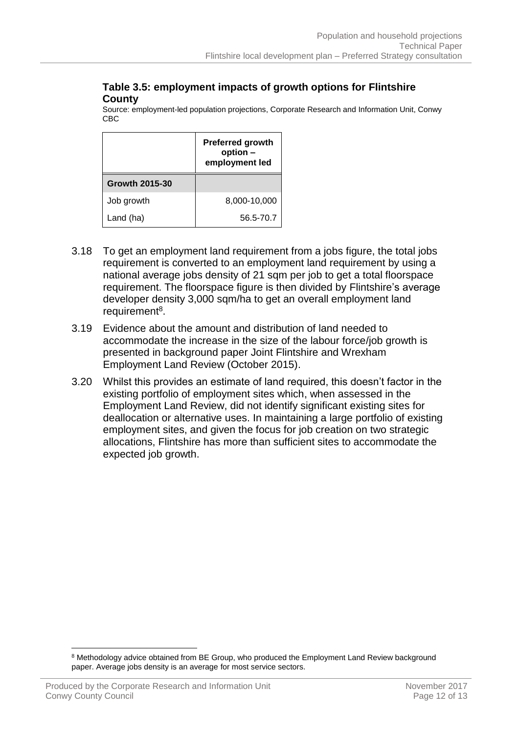### Table 3.5: employment impacts of growth options for Flintshire County

Source: employment-led population projections, Corporate Research and Information Unit, Conwy CBC

| | Preferred growth option – employment led |
|---|---|
| **Growth 2015-30** | |
| Job growth | 8,000-10,000 |
| Land (ha) | 56.5-70.7 |

3.18 To get an employment land requirement from a jobs figure, the total jobs requirement is converted to an employment land requirement by using a national average jobs density of 21 sqm per job to get a total floorspace requirement. The floorspace figure is then divided by Flintshire's average developer density 3,000 sqm/ha to get an overall employment land requirement[8].

3.19 Evidence about the amount and distribution of land needed to accommodate the increase in the size of the labour force/job growth is presented in background paper Joint Flintshire and Wrexham Employment Land Review (October 2015).

3.20 Whilst this provides an estimate of land required, this doesn't factor in the existing portfolio of employment sites which, when assessed in the Employment Land Review, did not identify significant existing sites for deallocation or alternative uses. In maintaining a large portfolio of existing employment sites, and given the focus for job creation on two strategic allocations, Flintshire has more than sufficient sites to accommodate the expected job growth.

[8] Methodology advice obtained from BE Group, who produced the Employment Land Review background paper. Average jobs density is an average for most service sectors.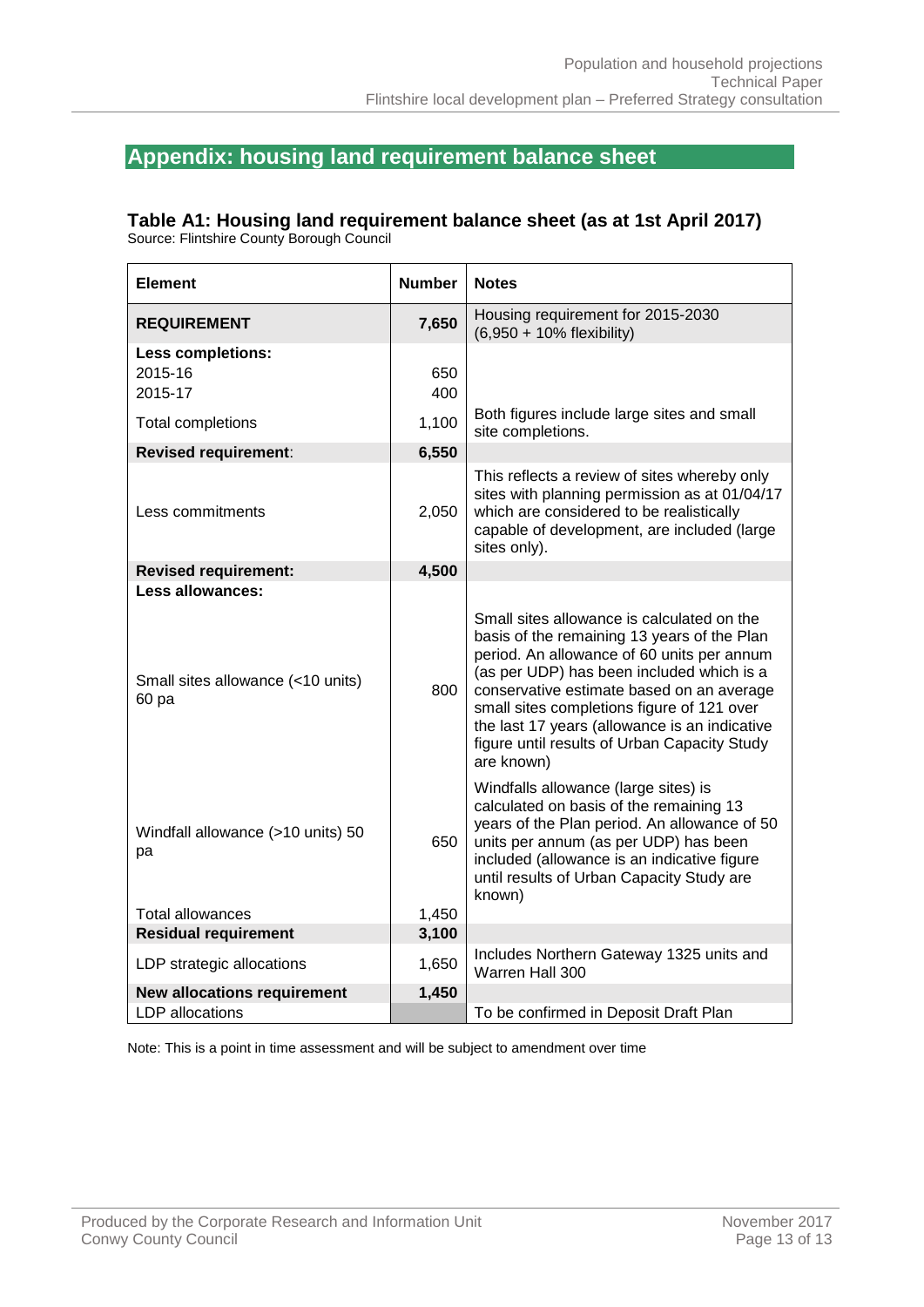## Appendix: housing land requirement balance sheet

### Table A1: Housing land requirement balance sheet (as at 1st April 2017)

Source: Flintshire County Borough Council

| Element | Number | Notes |
|---|---|---|
| **REQUIREMENT** | **7,650** | Housing requirement for 2015-2030 (6,950 + 10% flexibility) |
| **Less completions:**<br>2015-16<br>2015-17 | <br>650<br>400 | |
| Total completions | 1,100 | Both figures include large sites and small site completions. |
| **Revised requirement**: | **6,550** | |
| Less commitments | 2,050 | This reflects a review of sites whereby only sites with planning permission as at 01/04/17 which are considered to be realistically capable of development, are included (large sites only). |
| **Revised requirement:** | **4,500** | |
| **Less allowances:** | | |
| Small sites allowance (<10 units) 60 pa | 800 | Small sites allowance is calculated on the basis of the remaining 13 years of the Plan period. An allowance of 60 units per annum (as per UDP) has been included which is a conservative estimate based on an average small sites completions figure of 121 over the last 17 years (allowance is an indicative figure until results of Urban Capacity Study are known) |
| Windfall allowance (>10 units) 50 pa | 650 | Windfalls allowance (large sites) is calculated on basis of the remaining 13 years of the Plan period. An allowance of 50 units per annum (as per UDP) has been included (allowance is an indicative figure until results of Urban Capacity Study are known) |
| Total allowances | 1,450 | |
| **Residual requirement** | **3,100** | |
| LDP strategic allocations | 1,650 | Includes Northern Gateway 1325 units and Warren Hall 300 |
| **New allocations requirement** | **1,450** | |
| LDP allocations | | To be confirmed in Deposit Draft Plan |

Note: This is a point in time assessment and will be subject to amendment over time